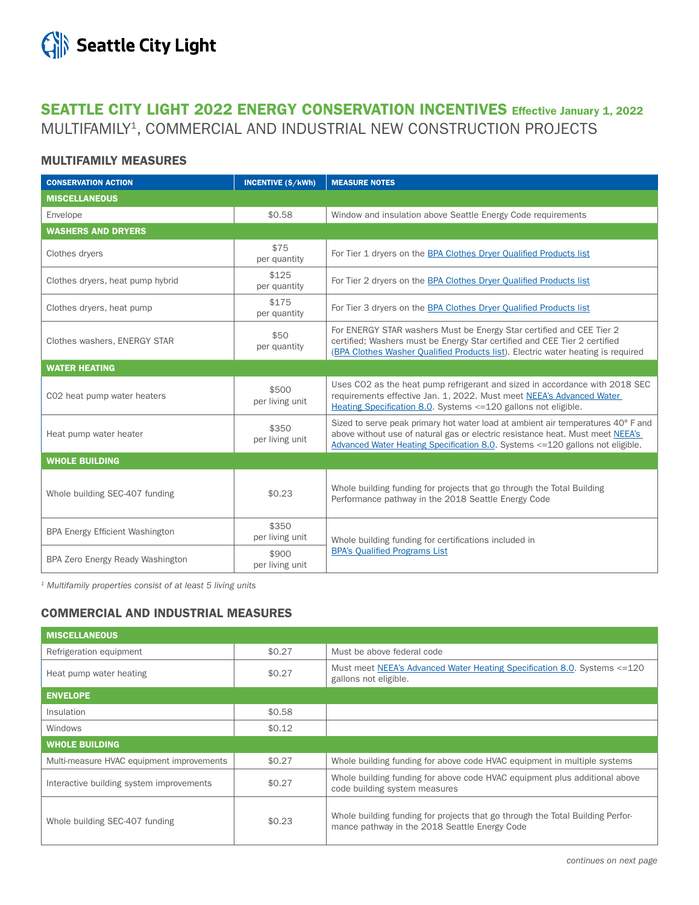# Seattle City Light

## SEATTLE CITY LIGHT 2022 ENERGY CONSERVATION INCENTIVES Effective January 1, 2022

MULTIFAMILY[1], COMMERCIAL AND INDUSTRIAL NEW CONSTRUCTION PROJECTS

### MULTIFAMILY MEASURES

| CONSERVATION ACTION | INCENTIVE ($/kWh) | MEASURE NOTES |
|---|---|---|
| **MISCELLANEOUS** | | |
| Envelope | $0.58 | Window and insulation above Seattle Energy Code requirements |
| **WASHERS AND DRYERS** | | |
| Clothes dryers | $75 per quantity | For Tier 1 dryers on the BPA Clothes Dryer Qualified Products list |
| Clothes dryers, heat pump hybrid | $125 per quantity | For Tier 2 dryers on the BPA Clothes Dryer Qualified Products list |
| Clothes dryers, heat pump | $175 per quantity | For Tier 3 dryers on the BPA Clothes Dryer Qualified Products list |
| Clothes washers, ENERGY STAR | $50 per quantity | For ENERGY STAR washers Must be Energy Star certified and CEE Tier 2 certified; Washers must be Energy Star certified and CEE Tier 2 certified (BPA Clothes Washer Qualified Products list). Electric water heating is required |
| **WATER HEATING** | | |
| CO2 heat pump water heaters | $500 per living unit | Uses CO2 as the heat pump refrigerant and sized in accordance with 2018 SEC requirements effective Jan. 1, 2022. Must meet NEEA's Advanced Water Heating Specification 8.0. Systems <=120 gallons not eligible. |
| Heat pump water heater | $350 per living unit | Sized to serve peak primary hot water load at ambient air temperatures 40° F and above without use of natural gas or electric resistance heat. Must meet NEEA's Advanced Water Heating Specification 8.0. Systems <=120 gallons not eligible. |
| **WHOLE BUILDING** | | |
| Whole building SEC-407 funding | $0.23 | Whole building funding for projects that go through the Total Building Performance pathway in the 2018 Seattle Energy Code |
| BPA Energy Efficient Washington | $350 per living unit | Whole building funding for certifications included in BPA's Qualified Programs List |
| BPA Zero Energy Ready Washington | $900 per living unit | Whole building funding for certifications included in BPA's Qualified Programs List |

*[1] Multifamily properties consist of at least 5 living units*

### COMMERCIAL AND INDUSTRIAL MEASURES

| CONSERVATION ACTION | INCENTIVE ($/kWh) | MEASURE NOTES |
|---|---|---|
| **MISCELLANEOUS** | | |
| Refrigeration equipment | $0.27 | Must be above federal code |
| Heat pump water heating | $0.27 | Must meet NEEA's Advanced Water Heating Specification 8.0. Systems <=120 gallons not eligible. |
| **ENVELOPE** | | |
| Insulation | $0.58 | |
| Windows | $0.12 | |
| **WHOLE BUILDING** | | |
| Multi-measure HVAC equipment improvements | $0.27 | Whole building funding for above code HVAC equipment in multiple systems |
| Interactive building system improvements | $0.27 | Whole building funding for above code HVAC equipment plus additional above code building system measures |
| Whole building SEC-407 funding | $0.23 | Whole building funding for projects that go through the Total Building Performance pathway in the 2018 Seattle Energy Code |

*continues on next page*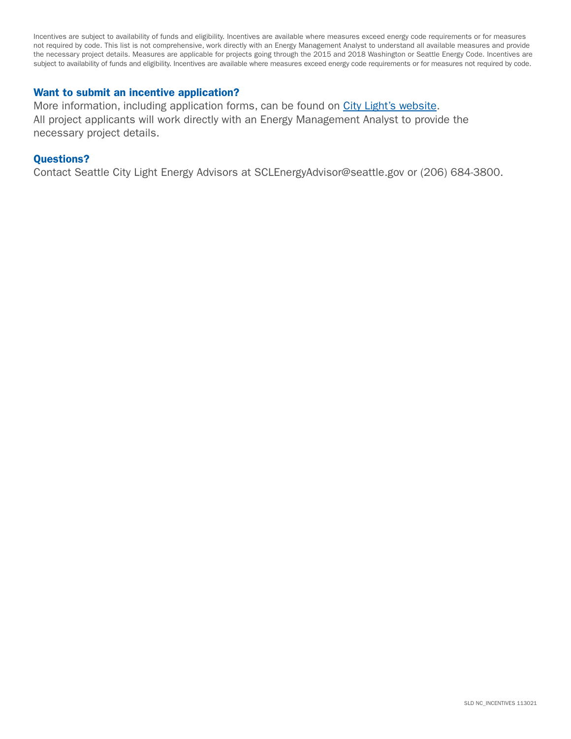Incentives are subject to availability of funds and eligibility. Incentives are available where measures exceed energy code requirements or for measures not required by code. This list is not comprehensive, work directly with an Energy Management Analyst to understand all available measures and provide the necessary project details. Measures are applicable for projects going through the 2015 and 2018 Washington or Seattle Energy Code. Incentives are subject to availability of funds and eligibility. Incentives are available where measures exceed energy code requirements or for measures not required by code.

## Want to submit an incentive application?

More information, including application forms, can be found on City Light's website.
All project applicants will work directly with an Energy Management Analyst to provide the necessary project details.

## Questions?

Contact Seattle City Light Energy Advisors at SCLEnergyAdvisor@seattle.gov or (206) 684-3800.

SLD NC_INCENTIVES 113021